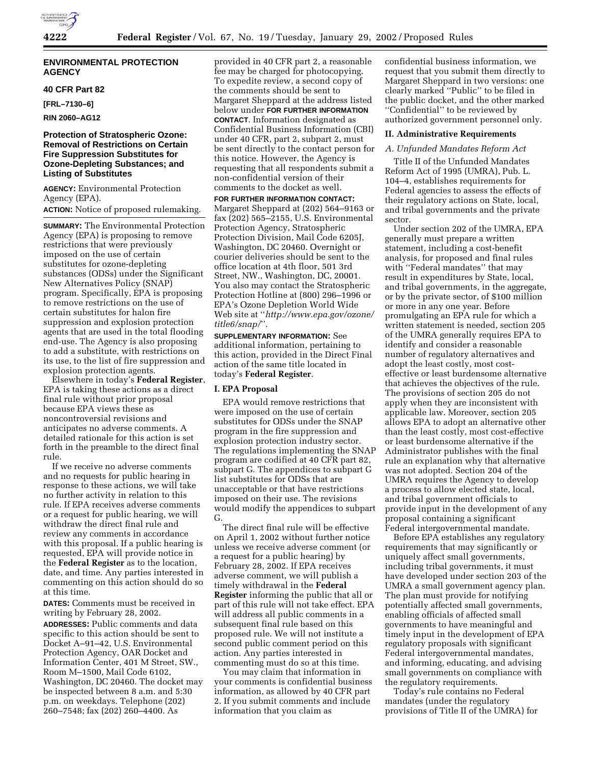## ENVIRONMENTAL PROTECTION AGENCY

### 40 CFR Part 82

**[FRL–7130–6]**

**RIN 2060–AG12**

### Protection of Stratospheric Ozone: Removal of Restrictions on Certain Fire Suppression Substitutes for Ozone-Depleting Substances; and Listing of Substitutes

**AGENCY:** Environmental Protection Agency (EPA).

**ACTION:** Notice of proposed rulemaking.

**SUMMARY:** The Environmental Protection Agency (EPA) is proposing to remove restrictions that were previously imposed on the use of certain substitutes for ozone-depleting substances (ODSs) under the Significant New Alternatives Policy (SNAP) program. Specifically, EPA is proposing to remove restrictions on the use of certain substitutes for halon fire suppression and explosion protection agents that are used in the total flooding end-use. The Agency is also proposing to add a substitute, with restrictions on its use, to the list of fire suppression and explosion protection agents.

Elsewhere in today's **Federal Register**, EPA is taking these actions as a direct final rule without prior proposal because EPA views these as noncontroversial revisions and anticipates no adverse comments. A detailed rationale for this action is set forth in the preamble to the direct final rule.

If we receive no adverse comments and no requests for public hearing in response to these actions, we will take no further activity in relation to this rule. If EPA receives adverse comments or a request for public hearing, we will withdraw the direct final rule and review any comments in accordance with this proposal. If a public hearing is requested, EPA will provide notice in the **Federal Register** as to the location, date, and time. Any parties interested in commenting on this action should do so at this time.

**DATES:** Comments must be received in writing by February 28, 2002.

**ADDRESSES:** Public comments and data specific to this action should be sent to Docket A–91–42, U.S. Environmental Protection Agency, OAR Docket and Information Center, 401 M Street, SW., Room M–1500, Mail Code 6102, Washington, DC 20460. The docket may be inspected between 8 a.m. and 5:30 p.m. on weekdays. Telephone (202) 260–7548; fax (202) 260–4400. As provided in 40 CFR part 2, a reasonable fee may be charged for photocopying. To expedite review, a second copy of the comments should be sent to Margaret Sheppard at the address listed below under **FOR FURTHER INFORMATION CONTACT**. Information designated as Confidential Business Information (CBI) under 40 CFR, part 2, subpart 2, must be sent directly to the contact person for this notice. However, the Agency is requesting that all respondents submit a non-confidential version of their comments to the docket as well.

**FOR FURTHER INFORMATION CONTACT:** Margaret Sheppard at (202) 564–9163 or fax (202) 565–2155, U.S. Environmental Protection Agency, Stratospheric Protection Division, Mail Code 6205J, Washington, DC 20460. Overnight or courier deliveries should be sent to the office location at 4th floor, 501 3rd Street, NW., Washington, DC, 20001. You also may contact the Stratospheric Protection Hotline at (800) 296–1996 or EPA's Ozone Depletion World Wide Web site at "*http://www.epa.gov/ozone/title6/snap/*".

**SUPPLEMENTARY INFORMATION:** See additional information, pertaining to this action, provided in the Direct Final action of the same title located in today's **Federal Register**.

## I. EPA Proposal

EPA would remove restrictions that were imposed on the use of certain substitutes for ODSs under the SNAP program in the fire suppression and explosion protection industry sector. The regulations implementing the SNAP program are codified at 40 CFR part 82, subpart G. The appendices to subpart G list substitutes for ODSs that are unacceptable or that have restrictions imposed on their use. The revisions would modify the appendices to subpart G.

The direct final rule will be effective on April 1, 2002 without further notice unless we receive adverse comment (or a request for a public hearing) by February 28, 2002. If EPA receives adverse comment, we will publish a timely withdrawal in the **Federal Register** informing the public that all or part of this rule will not take effect. EPA will address all public comments in a subsequent final rule based on this proposed rule. We will not institute a second public comment period on this action. Any parties interested in commenting must do so at this time.

You may claim that information in your comments is confidential business information, as allowed by 40 CFR part 2. If you submit comments and include information that you claim as confidential business information, we request that you submit them directly to Margaret Sheppard in two versions: one clearly marked "Public" to be filed in the public docket, and the other marked "Confidential" to be reviewed by authorized government personnel only.

## II. Administrative Requirements

### *A. Unfunded Mandates Reform Act*

Title II of the Unfunded Mandates Reform Act of 1995 (UMRA), Pub. L. 104–4, establishes requirements for Federal agencies to assess the effects of their regulatory actions on State, local, and tribal governments and the private sector.

Under section 202 of the UMRA, EPA generally must prepare a written statement, including a cost-benefit analysis, for proposed and final rules with "Federal mandates" that may result in expenditures by State, local, and tribal governments, in the aggregate, or by the private sector, of $100 million or more in any one year. Before promulgating an EPA rule for which a written statement is needed, section 205 of the UMRA generally requires EPA to identify and consider a reasonable number of regulatory alternatives and adopt the least costly, most cost-effective or least burdensome alternative that achieves the objectives of the rule. The provisions of section 205 do not apply when they are inconsistent with applicable law. Moreover, section 205 allows EPA to adopt an alternative other than the least costly, most cost-effective or least burdensome alternative if the Administrator publishes with the final rule an explanation why that alternative was not adopted. Section 204 of the UMRA requires the Agency to develop a process to allow elected state, local, and tribal government officials to provide input in the development of any proposal containing a significant Federal intergovernmental mandate.

Before EPA establishes any regulatory requirements that may significantly or uniquely affect small governments, including tribal governments, it must have developed under section 203 of the UMRA a small government agency plan. The plan must provide for notifying potentially affected small governments, enabling officials of affected small governments to have meaningful and timely input in the development of EPA regulatory proposals with significant Federal intergovernmental mandates, and informing, educating, and advising small governments on compliance with the regulatory requirements.

Today's rule contains no Federal mandates (under the regulatory provisions of Title II of the UMRA) for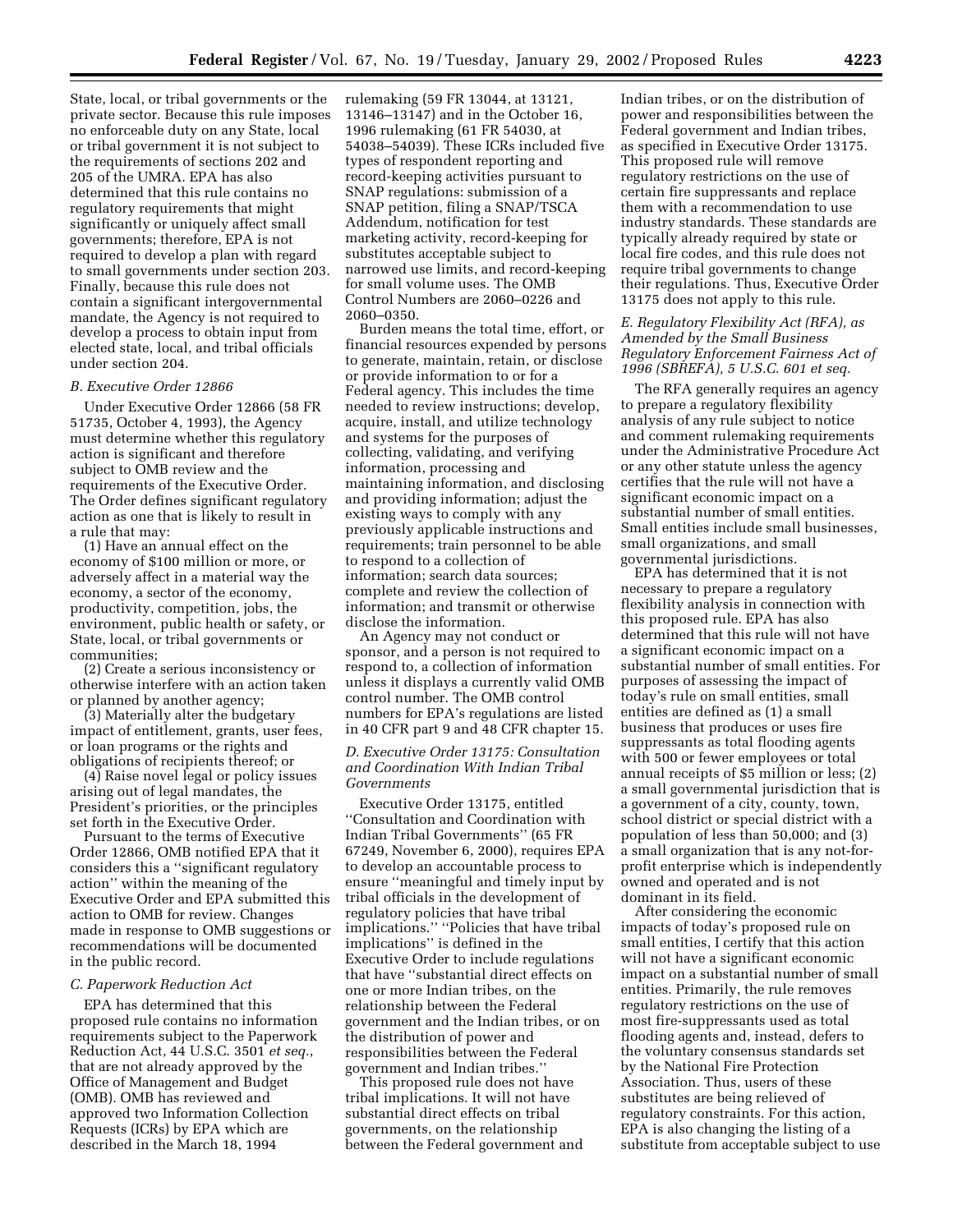State, local, or tribal governments or the private sector. Because this rule imposes no enforceable duty on any State, local or tribal government it is not subject to the requirements of sections 202 and 205 of the UMRA. EPA has also determined that this rule contains no regulatory requirements that might significantly or uniquely affect small governments; therefore, EPA is not required to develop a plan with regard to small governments under section 203. Finally, because this rule does not contain a significant intergovernmental mandate, the Agency is not required to develop a process to obtain input from elected state, local, and tribal officials under section 204.

### *B. Executive Order 12866*

Under Executive Order 12866 (58 FR 51735, October 4, 1993), the Agency must determine whether this regulatory action is significant and therefore subject to OMB review and the requirements of the Executive Order. The Order defines significant regulatory action as one that is likely to result in a rule that may:

(1) Have an annual effect on the economy of $100 million or more, or adversely affect in a material way the economy, a sector of the economy, productivity, competition, jobs, the environment, public health or safety, or State, local, or tribal governments or communities;

(2) Create a serious inconsistency or otherwise interfere with an action taken or planned by another agency;

(3) Materially alter the budgetary impact of entitlement, grants, user fees, or loan programs or the rights and obligations of recipients thereof; or

(4) Raise novel legal or policy issues arising out of legal mandates, the President's priorities, or the principles set forth in the Executive Order.

Pursuant to the terms of Executive Order 12866, OMB notified EPA that it considers this a ''significant regulatory action'' within the meaning of the Executive Order and EPA submitted this action to OMB for review. Changes made in response to OMB suggestions or recommendations will be documented in the public record.

### *C. Paperwork Reduction Act*

EPA has determined that this proposed rule contains no information requirements subject to the Paperwork Reduction Act, 44 U.S.C. 3501 *et seq.*, that are not already approved by the Office of Management and Budget (OMB). OMB has reviewed and approved two Information Collection Requests (ICRs) by EPA which are described in the March 18, 1994 rulemaking (59 FR 13044, at 13121, 13146–13147) and in the October 16, 1996 rulemaking (61 FR 54030, at 54038–54039). These ICRs included five types of respondent reporting and record-keeping activities pursuant to SNAP regulations: submission of a SNAP petition, filing a SNAP/TSCA Addendum, notification for test marketing activity, record-keeping for substitutes acceptable subject to narrowed use limits, and record-keeping for small volume uses. The OMB Control Numbers are 2060–0226 and 2060–0350.

Burden means the total time, effort, or financial resources expended by persons to generate, maintain, retain, or disclose or provide information to or for a Federal agency. This includes the time needed to review instructions; develop, acquire, install, and utilize technology and systems for the purposes of collecting, validating, and verifying information, processing and maintaining information, and disclosing and providing information; adjust the existing ways to comply with any previously applicable instructions and requirements; train personnel to be able to respond to a collection of information; search data sources; complete and review the collection of information; and transmit or otherwise disclose the information.

An Agency may not conduct or sponsor, and a person is not required to respond to, a collection of information unless it displays a currently valid OMB control number. The OMB control numbers for EPA's regulations are listed in 40 CFR part 9 and 48 CFR chapter 15.

### *D. Executive Order 13175: Consultation and Coordination With Indian Tribal Governments*

Executive Order 13175, entitled ''Consultation and Coordination with Indian Tribal Governments'' (65 FR 67249, November 6, 2000), requires EPA to develop an accountable process to ensure ''meaningful and timely input by tribal officials in the development of regulatory policies that have tribal implications.'' ''Policies that have tribal implications'' is defined in the Executive Order to include regulations that have ''substantial direct effects on one or more Indian tribes, on the relationship between the Federal government and the Indian tribes, or on the distribution of power and responsibilities between the Federal government and Indian tribes.''

This proposed rule does not have tribal implications. It will not have substantial direct effects on tribal governments, on the relationship between the Federal government and Indian tribes, or on the distribution of power and responsibilities between the Federal government and Indian tribes, as specified in Executive Order 13175. This proposed rule will remove regulatory restrictions on the use of certain fire suppressants and replace them with a recommendation to use industry standards. These standards are typically already required by state or local fire codes, and this rule does not require tribal governments to change their regulations. Thus, Executive Order 13175 does not apply to this rule.

### *E. Regulatory Flexibility Act (RFA), as Amended by the Small Business Regulatory Enforcement Fairness Act of 1996 (SBREFA), 5 U.S.C. 601 et seq.*

The RFA generally requires an agency to prepare a regulatory flexibility analysis of any rule subject to notice and comment rulemaking requirements under the Administrative Procedure Act or any other statute unless the agency certifies that the rule will not have a significant economic impact on a substantial number of small entities. Small entities include small businesses, small organizations, and small governmental jurisdictions.

EPA has determined that it is not necessary to prepare a regulatory flexibility analysis in connection with this proposed rule. EPA has also determined that this rule will not have a significant economic impact on a substantial number of small entities. For purposes of assessing the impact of today's rule on small entities, small entities are defined as (1) a small business that produces or uses fire suppressants as total flooding agents with 500 or fewer employees or total annual receipts of $5 million or less; (2) a small governmental jurisdiction that is a government of a city, county, town, school district or special district with a population of less than 50,000; and (3) a small organization that is any not-for-profit enterprise which is independently owned and operated and is not dominant in its field.

After considering the economic impacts of today's proposed rule on small entities, I certify that this action will not have a significant economic impact on a substantial number of small entities. Primarily, the rule removes regulatory restrictions on the use of most fire-suppressants used as total flooding agents and, instead, defers to the voluntary consensus standards set by the National Fire Protection Association. Thus, users of these substitutes are being relieved of regulatory constraints. For this action, EPA is also changing the listing of a substitute from acceptable subject to use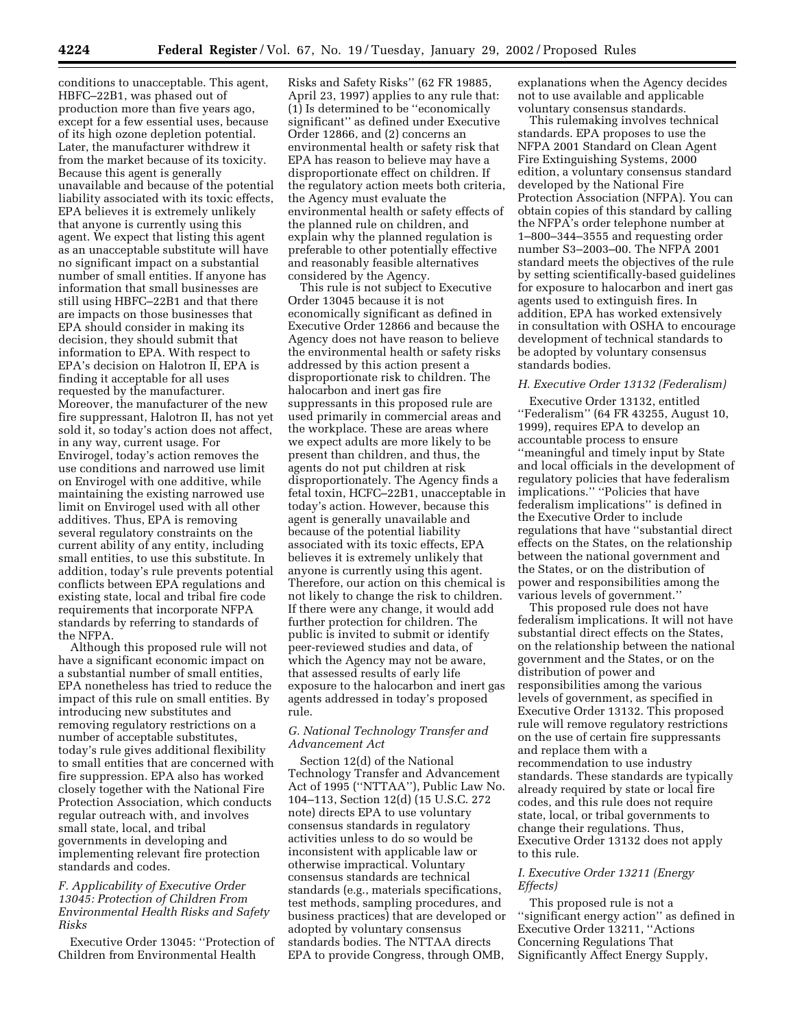conditions to unacceptable. This agent, HBFC–22B1, was phased out of production more than five years ago, except for a few essential uses, because of its high ozone depletion potential. Later, the manufacturer withdrew it from the market because of its toxicity. Because this agent is generally unavailable and because of the potential liability associated with its toxic effects, EPA believes it is extremely unlikely that anyone is currently using this agent. We expect that listing this agent as an unacceptable substitute will have no significant impact on a substantial number of small entities. If anyone has information that small businesses are still using HBFC–22B1 and that there are impacts on those businesses that EPA should consider in making its decision, they should submit that information to EPA. With respect to EPA's decision on Halotron II, EPA is finding it acceptable for all uses requested by the manufacturer. Moreover, the manufacturer of the new fire suppressant, Halotron II, has not yet sold it, so today's action does not affect, in any way, current usage. For Envirogel, today's action removes the use conditions and narrowed use limit on Envirogel with one additive, while maintaining the existing narrowed use limit on Envirogel used with all other additives. Thus, EPA is removing several regulatory constraints on the current ability of any entity, including small entities, to use this substitute. In addition, today's rule prevents potential conflicts between EPA regulations and existing state, local and tribal fire code requirements that incorporate NFPA standards by referring to standards of the NFPA.

Although this proposed rule will not have a significant economic impact on a substantial number of small entities, EPA nonetheless has tried to reduce the impact of this rule on small entities. By introducing new substitutes and removing regulatory restrictions on a number of acceptable substitutes, today's rule gives additional flexibility to small entities that are concerned with fire suppression. EPA also has worked closely together with the National Fire Protection Association, which conducts regular outreach with, and involves small state, local, and tribal governments in developing and implementing relevant fire protection standards and codes.

### *F. Applicability of Executive Order 13045: Protection of Children From Environmental Health Risks and Safety Risks*

Executive Order 13045: ''Protection of Children from Environmental Health Risks and Safety Risks'' (62 FR 19885, April 23, 1997) applies to any rule that: (1) Is determined to be ''economically significant'' as defined under Executive Order 12866, and (2) concerns an environmental health or safety risk that EPA has reason to believe may have a disproportionate effect on children. If the regulatory action meets both criteria, the Agency must evaluate the environmental health or safety effects of the planned rule on children, and explain why the planned regulation is preferable to other potentially effective and reasonably feasible alternatives considered by the Agency.

This rule is not subject to Executive Order 13045 because it is not economically significant as defined in Executive Order 12866 and because the Agency does not have reason to believe the environmental health or safety risks addressed by this action present a disproportionate risk to children. The halocarbon and inert gas fire suppressants in this proposed rule are used primarily in commercial areas and the workplace. These are areas where we expect adults are more likely to be present than children, and thus, the agents do not put children at risk disproportionately. The Agency finds a fetal toxin, HCFC–22B1, unacceptable in today's action. However, because this agent is generally unavailable and because of the potential liability associated with its toxic effects, EPA believes it is extremely unlikely that anyone is currently using this agent. Therefore, our action on this chemical is not likely to change the risk to children. If there were any change, it would add further protection for children. The public is invited to submit or identify peer-reviewed studies and data, of which the Agency may not be aware, that assessed results of early life exposure to the halocarbon and inert gas agents addressed in today's proposed rule.

### *G. National Technology Transfer and Advancement Act*

Section 12(d) of the National Technology Transfer and Advancement Act of 1995 (''NTTAA''), Public Law No. 104–113, Section 12(d) (15 U.S.C. 272 note) directs EPA to use voluntary consensus standards in regulatory activities unless to do so would be inconsistent with applicable law or otherwise impractical. Voluntary consensus standards are technical standards (e.g., materials specifications, test methods, sampling procedures, and business practices) that are developed or adopted by voluntary consensus standards bodies. The NTTAA directs EPA to provide Congress, through OMB, explanations when the Agency decides not to use available and applicable voluntary consensus standards.

This rulemaking involves technical standards. EPA proposes to use the NFPA 2001 Standard on Clean Agent Fire Extinguishing Systems, 2000 edition, a voluntary consensus standard developed by the National Fire Protection Association (NFPA). You can obtain copies of this standard by calling the NFPA's order telephone number at 1–800–344–3555 and requesting order number S3–2003–00. The NFPA 2001 standard meets the objectives of the rule by setting scientifically-based guidelines for exposure to halocarbon and inert gas agents used to extinguish fires. In addition, EPA has worked extensively in consultation with OSHA to encourage development of technical standards to be adopted by voluntary consensus standards bodies.

### *H. Executive Order 13132 (Federalism)*

Executive Order 13132, entitled ''Federalism'' (64 FR 43255, August 10, 1999), requires EPA to develop an accountable process to ensure ''meaningful and timely input by State and local officials in the development of regulatory policies that have federalism implications.'' ''Policies that have federalism implications'' is defined in the Executive Order to include regulations that have ''substantial direct effects on the States, on the relationship between the national government and the States, or on the distribution of power and responsibilities among the various levels of government.''

This proposed rule does not have federalism implications. It will not have substantial direct effects on the States, on the relationship between the national government and the States, or on the distribution of power and responsibilities among the various levels of government, as specified in Executive Order 13132. This proposed rule will remove regulatory restrictions on the use of certain fire suppressants and replace them with a recommendation to use industry standards. These standards are typically already required by state or local fire codes, and this rule does not require state, local, or tribal governments to change their regulations. Thus, Executive Order 13132 does not apply to this rule.

### *I. Executive Order 13211 (Energy Effects)*

This proposed rule is not a ''significant energy action'' as defined in Executive Order 13211, ''Actions Concerning Regulations That Significantly Affect Energy Supply,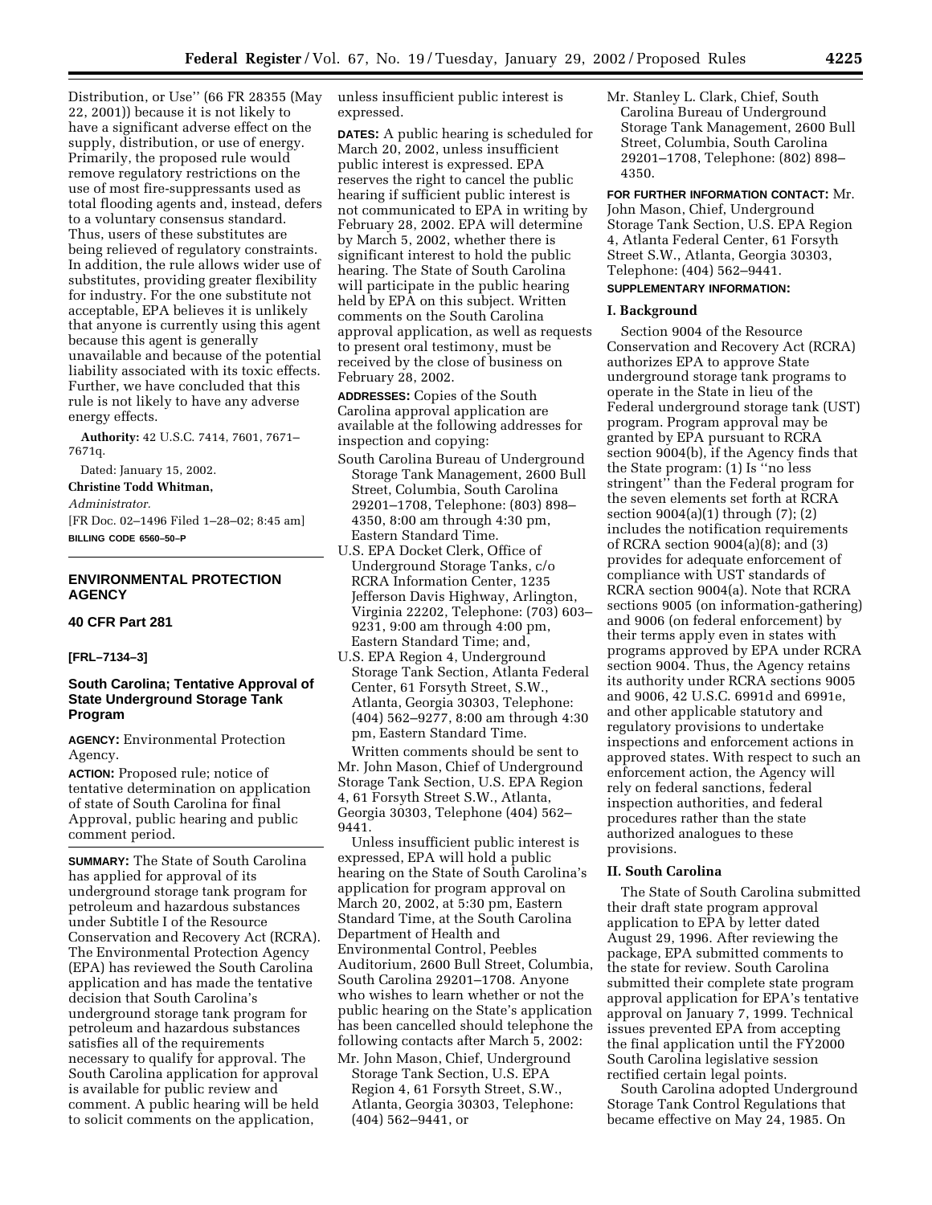Distribution, or Use'' (66 FR 28355 (May 22, 2001)) because it is not likely to have a significant adverse effect on the supply, distribution, or use of energy. Primarily, the proposed rule would remove regulatory restrictions on the use of most fire-suppressants used as total flooding agents and, instead, defers to a voluntary consensus standard. Thus, users of these substitutes are being relieved of regulatory constraints. In addition, the rule allows wider use of substitutes, providing greater flexibility for industry. For the one substitute not acceptable, EPA believes it is unlikely that anyone is currently using this agent because this agent is generally unavailable and because of the potential liability associated with its toxic effects. Further, we have concluded that this rule is not likely to have any adverse energy effects.

**Authority:** 42 U.S.C. 7414, 7601, 7671–7671q.

Dated: January 15, 2002.

**Christine Todd Whitman,**

*Administrator.*

[FR Doc. 02–1496 Filed 1–28–02; 8:45 am]

**BILLING CODE 6560–50–P**

---

## ENVIRONMENTAL PROTECTION AGENCY

### 40 CFR Part 281

**[FRL–7134–3]**

### South Carolina; Tentative Approval of State Underground Storage Tank Program

**AGENCY:** Environmental Protection Agency.

**ACTION:** Proposed rule; notice of tentative determination on application of state of South Carolina for final Approval, public hearing and public comment period.

**SUMMARY:** The State of South Carolina has applied for approval of its underground storage tank program for petroleum and hazardous substances under Subtitle I of the Resource Conservation and Recovery Act (RCRA). The Environmental Protection Agency (EPA) has reviewed the South Carolina application and has made the tentative decision that South Carolina's underground storage tank program for petroleum and hazardous substances satisfies all of the requirements necessary to qualify for approval. The South Carolina application for approval is available for public review and comment. A public hearing will be held to solicit comments on the application, unless insufficient public interest is expressed.

**DATES:** A public hearing is scheduled for March 20, 2002, unless insufficient public interest is expressed. EPA reserves the right to cancel the public hearing if sufficient public interest is not communicated to EPA in writing by February 28, 2002. EPA will determine by March 5, 2002, whether there is significant interest to hold the public hearing. The State of South Carolina will participate in the public hearing held by EPA on this subject. Written comments on the South Carolina approval application, as well as requests to present oral testimony, must be received by the close of business on February 28, 2002.

**ADDRESSES:** Copies of the South Carolina approval application are available at the following addresses for inspection and copying:

South Carolina Bureau of Underground Storage Tank Management, 2600 Bull Street, Columbia, South Carolina 29201–1708, Telephone: (803) 898–4350, 8:00 am through 4:30 pm, Eastern Standard Time.

U.S. EPA Docket Clerk, Office of Underground Storage Tanks, c/o RCRA Information Center, 1235 Jefferson Davis Highway, Arlington, Virginia 22202, Telephone: (703) 603–9231, 9:00 am through 4:00 pm, Eastern Standard Time; and,

U.S. EPA Region 4, Underground Storage Tank Section, Atlanta Federal Center, 61 Forsyth Street, S.W., Atlanta, Georgia 30303, Telephone: (404) 562–9277, 8:00 am through 4:30 pm, Eastern Standard Time.

Written comments should be sent to Mr. John Mason, Chief of Underground Storage Tank Section, U.S. EPA Region 4, 61 Forsyth Street S.W., Atlanta, Georgia 30303, Telephone (404) 562–9441.

Unless insufficient public interest is expressed, EPA will hold a public hearing on the State of South Carolina's application for program approval on March 20, 2002, at 5:30 pm, Eastern Standard Time, at the South Carolina Department of Health and Environmental Control, Peebles Auditorium, 2600 Bull Street, Columbia, South Carolina 29201–1708. Anyone who wishes to learn whether or not the public hearing on the State's application has been cancelled should telephone the following contacts after March 5, 2002:

Mr. John Mason, Chief, Underground Storage Tank Section, U.S. EPA Region 4, 61 Forsyth Street, S.W., Atlanta, Georgia 30303, Telephone: (404) 562–9441, or

Mr. Stanley L. Clark, Chief, South Carolina Bureau of Underground Storage Tank Management, 2600 Bull Street, Columbia, South Carolina 29201–1708, Telephone: (802) 898–4350.

**FOR FURTHER INFORMATION CONTACT:** Mr. John Mason, Chief, Underground Storage Tank Section, U.S. EPA Region 4, Atlanta Federal Center, 61 Forsyth Street S.W., Atlanta, Georgia 30303, Telephone: (404) 562–9441.

**SUPPLEMENTARY INFORMATION:**

#### I. Background

Section 9004 of the Resource Conservation and Recovery Act (RCRA) authorizes EPA to approve State underground storage tank programs to operate in the State in lieu of the Federal underground storage tank (UST) program. Program approval may be granted by EPA pursuant to RCRA section 9004(b), if the Agency finds that the State program: (1) Is ''no less stringent'' than the Federal program for the seven elements set forth at RCRA section 9004(a)(1) through (7); (2) includes the notification requirements of RCRA section 9004(a)(8); and (3) provides for adequate enforcement of compliance with UST standards of RCRA section 9004(a). Note that RCRA sections 9005 (on information-gathering) and 9006 (on federal enforcement) by their terms apply even in states with programs approved by EPA under RCRA section 9004. Thus, the Agency retains its authority under RCRA sections 9005 and 9006, 42 U.S.C. 6991d and 6991e, and other applicable statutory and regulatory provisions to undertake inspections and enforcement actions in approved states. With respect to such an enforcement action, the Agency will rely on federal sanctions, federal inspection authorities, and federal procedures rather than the state authorized analogues to these provisions.

#### II. South Carolina

The State of South Carolina submitted their draft state program approval application to EPA by letter dated August 29, 1996. After reviewing the package, EPA submitted comments to the state for review. South Carolina submitted their complete state program approval application for EPA's tentative approval on January 7, 1999. Technical issues prevented EPA from accepting the final application until the FY2000 South Carolina legislative session rectified certain legal points.

South Carolina adopted Underground Storage Tank Control Regulations that became effective on May 24, 1985. On